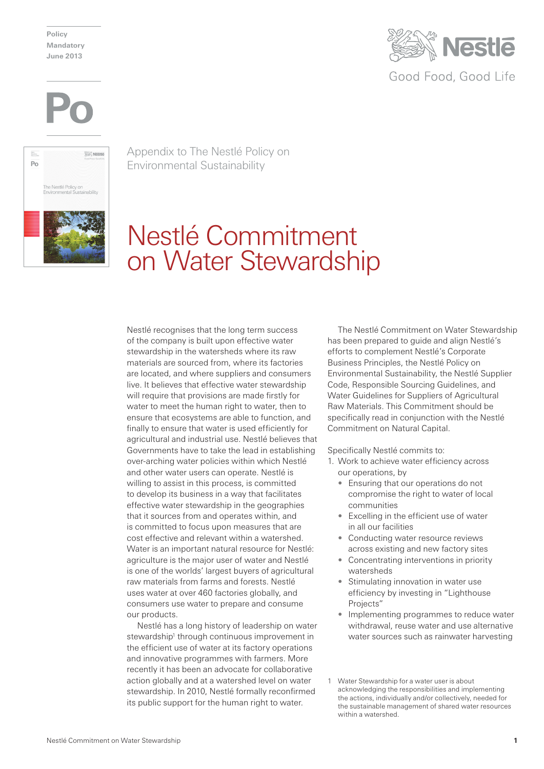Policy
Mandatory
June 2013

Po

Appendix to The Nestlé Policy on Environmental Sustainability

# Nestlé Commitment on Water Stewardship

Nestlé recognises that the long term success of the company is built upon effective water stewardship in the watersheds where its raw materials are sourced from, where its factories are located, and where suppliers and consumers live. It believes that effective water stewardship will require that provisions are made firstly for water to meet the human right to water, then to ensure that ecosystems are able to function, and finally to ensure that water is used efficiently for agricultural and industrial use. Nestlé believes that Governments have to take the lead in establishing over-arching water policies within which Nestlé and other water users can operate. Nestlé is willing to assist in this process, is committed to develop its business in a way that facilitates effective water stewardship in the geographies that it sources from and operates within, and is committed to focus upon measures that are cost effective and relevant within a watershed. Water is an important natural resource for Nestlé: agriculture is the major user of water and Nestlé is one of the worlds' largest buyers of agricultural raw materials from farms and forests. Nestlé uses water at over 460 factories globally, and consumers use water to prepare and consume our products.

Nestlé has a long history of leadership on water stewardship[1] through continuous improvement in the efficient use of water at its factory operations and innovative programmes with farmers. More recently it has been an advocate for collaborative action globally and at a watershed level on water stewardship. In 2010, Nestlé formally reconfirmed its public support for the human right to water.

The Nestlé Commitment on Water Stewardship has been prepared to guide and align Nestlé's efforts to complement Nestlé's Corporate Business Principles, the Nestlé Policy on Environmental Sustainability, the Nestlé Supplier Code, Responsible Sourcing Guidelines, and Water Guidelines for Suppliers of Agricultural Raw Materials. This Commitment should be specifically read in conjunction with the Nestlé Commitment on Natural Capital.

Specifically Nestlé commits to:

1. Work to achieve water efficiency across our operations, by
   - Ensuring that our operations do not compromise the right to water of local communities
   - Excelling in the efficient use of water in all our facilities
   - Conducting water resource reviews across existing and new factory sites
   - Concentrating interventions in priority watersheds
   - Stimulating innovation in water use efficiency by investing in "Lighthouse Projects"
   - Implementing programmes to reduce water withdrawal, reuse water and use alternative water sources such as rainwater harvesting

1 Water Stewardship for a water user is about acknowledging the responsibilities and implementing the actions, individually and/or collectively, needed for the sustainable management of shared water resources within a watershed.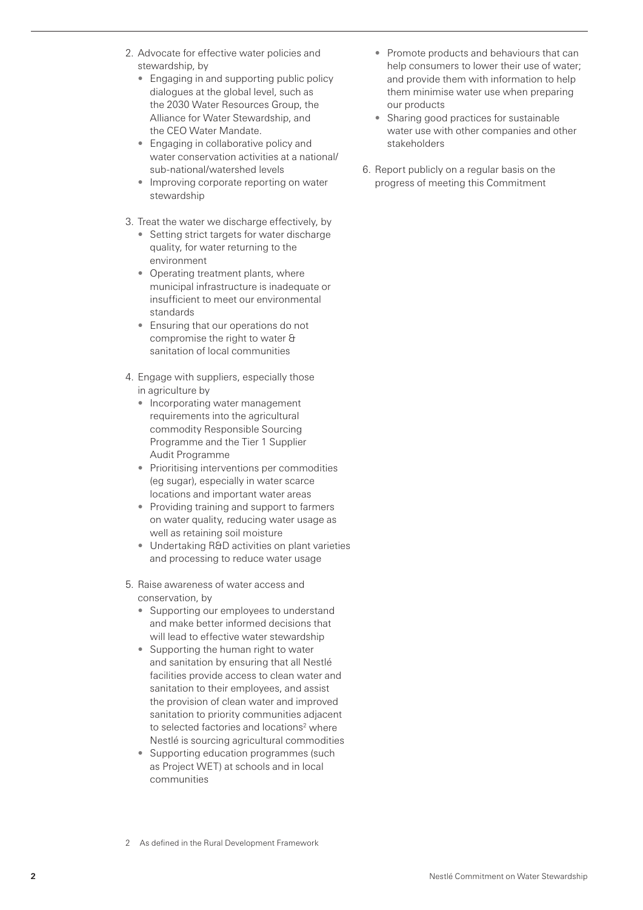2. Advocate for effective water policies and stewardship, by
   - Engaging in and supporting public policy dialogues at the global level, such as the 2030 Water Resources Group, the Alliance for Water Stewardship, and the CEO Water Mandate.
   - Engaging in collaborative policy and water conservation activities at a national/sub-national/watershed levels
   - Improving corporate reporting on water stewardship
3. Treat the water we discharge effectively, by
   - Setting strict targets for water discharge quality, for water returning to the environment
   - Operating treatment plants, where municipal infrastructure is inadequate or insufficient to meet our environmental standards
   - Ensuring that our operations do not compromise the right to water & sanitation of local communities
4. Engage with suppliers, especially those in agriculture by
   - Incorporating water management requirements into the agricultural commodity Responsible Sourcing Programme and the Tier 1 Supplier Audit Programme
   - Prioritising interventions per commodities (eg sugar), especially in water scarce locations and important water areas
   - Providing training and support to farmers on water quality, reducing water usage as well as retaining soil moisture
   - Undertaking R&D activities on plant varieties and processing to reduce water usage
5. Raise awareness of water access and conservation, by
   - Supporting our employees to understand and make better informed decisions that will lead to effective water stewardship
   - Supporting the human right to water and sanitation by ensuring that all Nestlé facilities provide access to clean water and sanitation to their employees, and assist the provision of clean water and improved sanitation to priority communities adjacent to selected factories and locations[2] where Nestlé is sourcing agricultural commodities
   - Supporting education programmes (such as Project WET) at schools and in local communities
   - Promote products and behaviours that can help consumers to lower their use of water; and provide them with information to help them minimise water use when preparing our products
   - Sharing good practices for sustainable water use with other companies and other stakeholders
6. Report publicly on a regular basis on the progress of meeting this Commitment

2 As defined in the Rural Development Framework